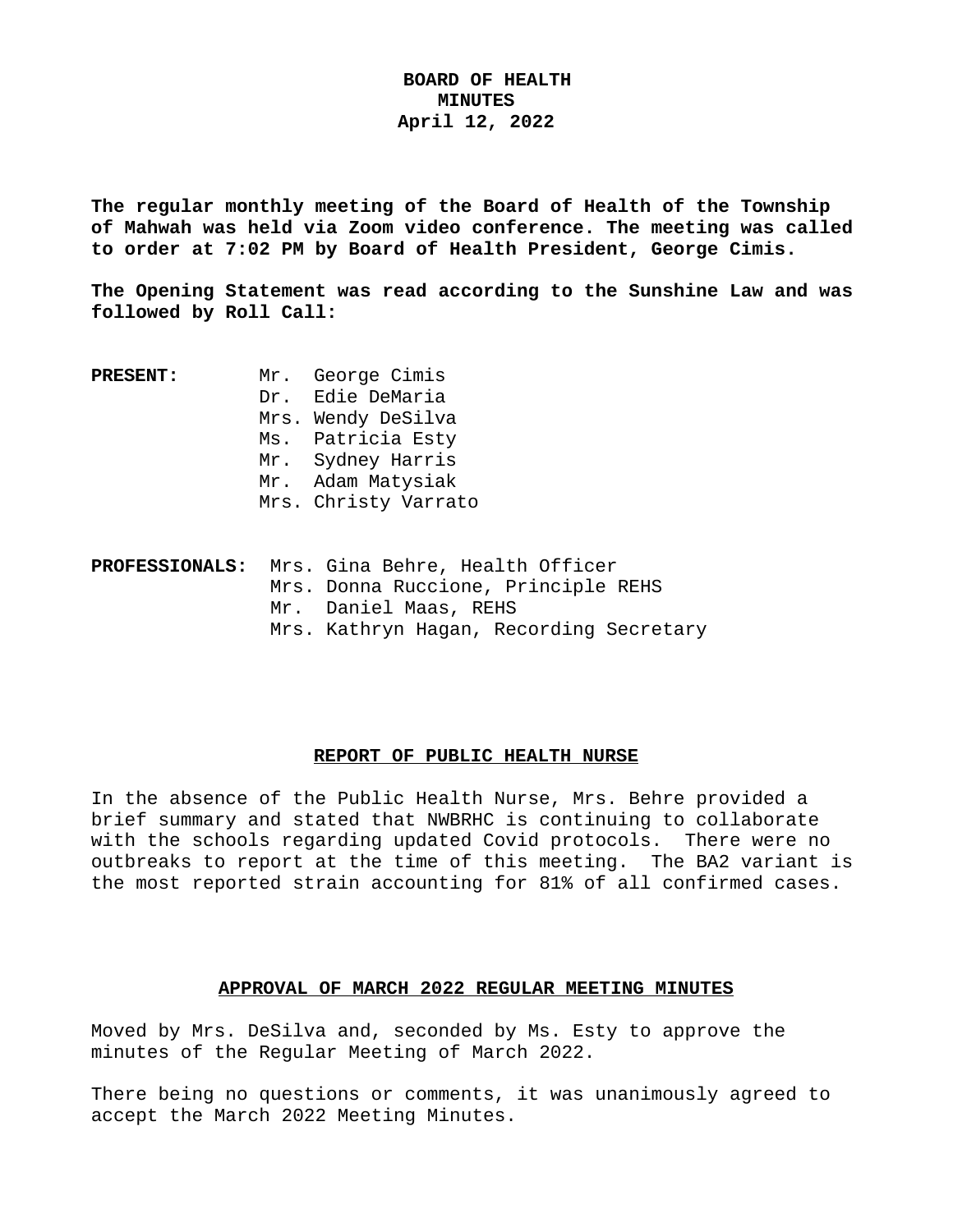# BOARD OF HEALTH
## MINUTES
## April 12, 2022

**The regular monthly meeting of the Board of Health of the Township of Mahwah was held via Zoom video conference. The meeting was called to order at 7:02 PM by Board of Health President, George Cimis.**

**The Opening Statement was read according to the Sunshine Law and was followed by Roll Call:**

**PRESENT:**
Mr. George Cimis
Dr. Edie DeMaria
Mrs. Wendy DeSilva
Ms. Patricia Esty
Mr. Sydney Harris
Mr. Adam Matysiak
Mrs. Christy Varrato

**PROFESSIONALS:**
Mrs. Gina Behre, Health Officer
Mrs. Donna Ruccione, Principle REHS
Mr. Daniel Maas, REHS
Mrs. Kathryn Hagan, Recording Secretary

### REPORT OF PUBLIC HEALTH NURSE

In the absence of the Public Health Nurse, Mrs. Behre provided a brief summary and stated that NWBRHC is continuing to collaborate with the schools regarding updated Covid protocols. There were no outbreaks to report at the time of this meeting. The BA2 variant is the most reported strain accounting for 81% of all confirmed cases.

### APPROVAL OF MARCH 2022 REGULAR MEETING MINUTES

Moved by Mrs. DeSilva and, seconded by Ms. Esty to approve the minutes of the Regular Meeting of March 2022.

There being no questions or comments, it was unanimously agreed to accept the March 2022 Meeting Minutes.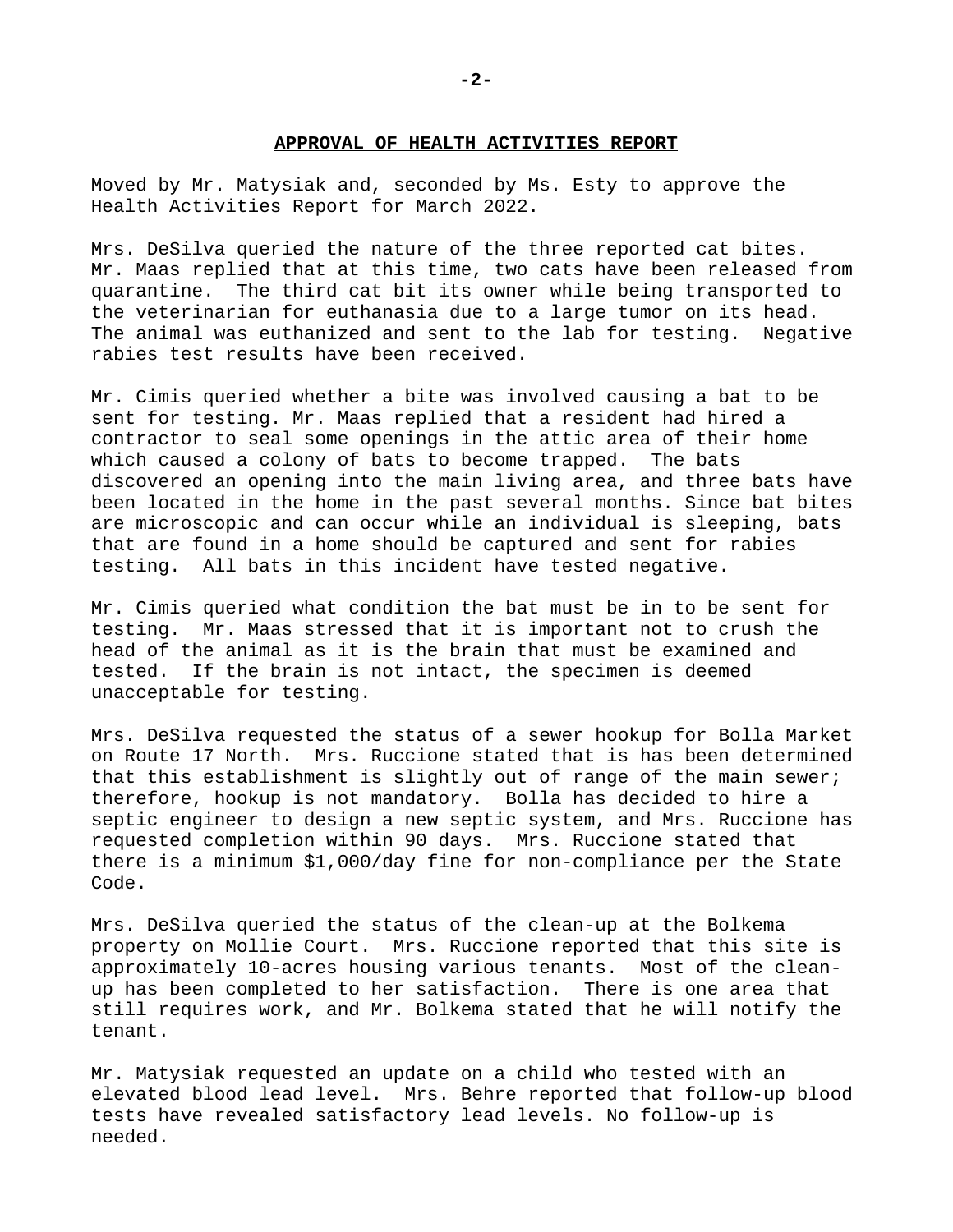## APPROVAL OF HEALTH ACTIVITIES REPORT

Moved by Mr. Matysiak and, seconded by Ms. Esty to approve the Health Activities Report for March 2022.

Mrs. DeSilva queried the nature of the three reported cat bites. Mr. Maas replied that at this time, two cats have been released from quarantine. The third cat bit its owner while being transported to the veterinarian for euthanasia due to a large tumor on its head. The animal was euthanized and sent to the lab for testing. Negative rabies test results have been received.

Mr. Cimis queried whether a bite was involved causing a bat to be sent for testing. Mr. Maas replied that a resident had hired a contractor to seal some openings in the attic area of their home which caused a colony of bats to become trapped. The bats discovered an opening into the main living area, and three bats have been located in the home in the past several months. Since bat bites are microscopic and can occur while an individual is sleeping, bats that are found in a home should be captured and sent for rabies testing. All bats in this incident have tested negative.

Mr. Cimis queried what condition the bat must be in to be sent for testing. Mr. Maas stressed that it is important not to crush the head of the animal as it is the brain that must be examined and tested. If the brain is not intact, the specimen is deemed unacceptable for testing.

Mrs. DeSilva requested the status of a sewer hookup for Bolla Market on Route 17 North. Mrs. Ruccione stated that is has been determined that this establishment is slightly out of range of the main sewer; therefore, hookup is not mandatory. Bolla has decided to hire a septic engineer to design a new septic system, and Mrs. Ruccione has requested completion within 90 days. Mrs. Ruccione stated that there is a minimum $1,000/day fine for non-compliance per the State Code.

Mrs. DeSilva queried the status of the clean-up at the Bolkema property on Mollie Court. Mrs. Ruccione reported that this site is approximately 10-acres housing various tenants. Most of the clean-up has been completed to her satisfaction. There is one area that still requires work, and Mr. Bolkema stated that he will notify the tenant.

Mr. Matysiak requested an update on a child who tested with an elevated blood lead level. Mrs. Behre reported that follow-up blood tests have revealed satisfactory lead levels. No follow-up is needed.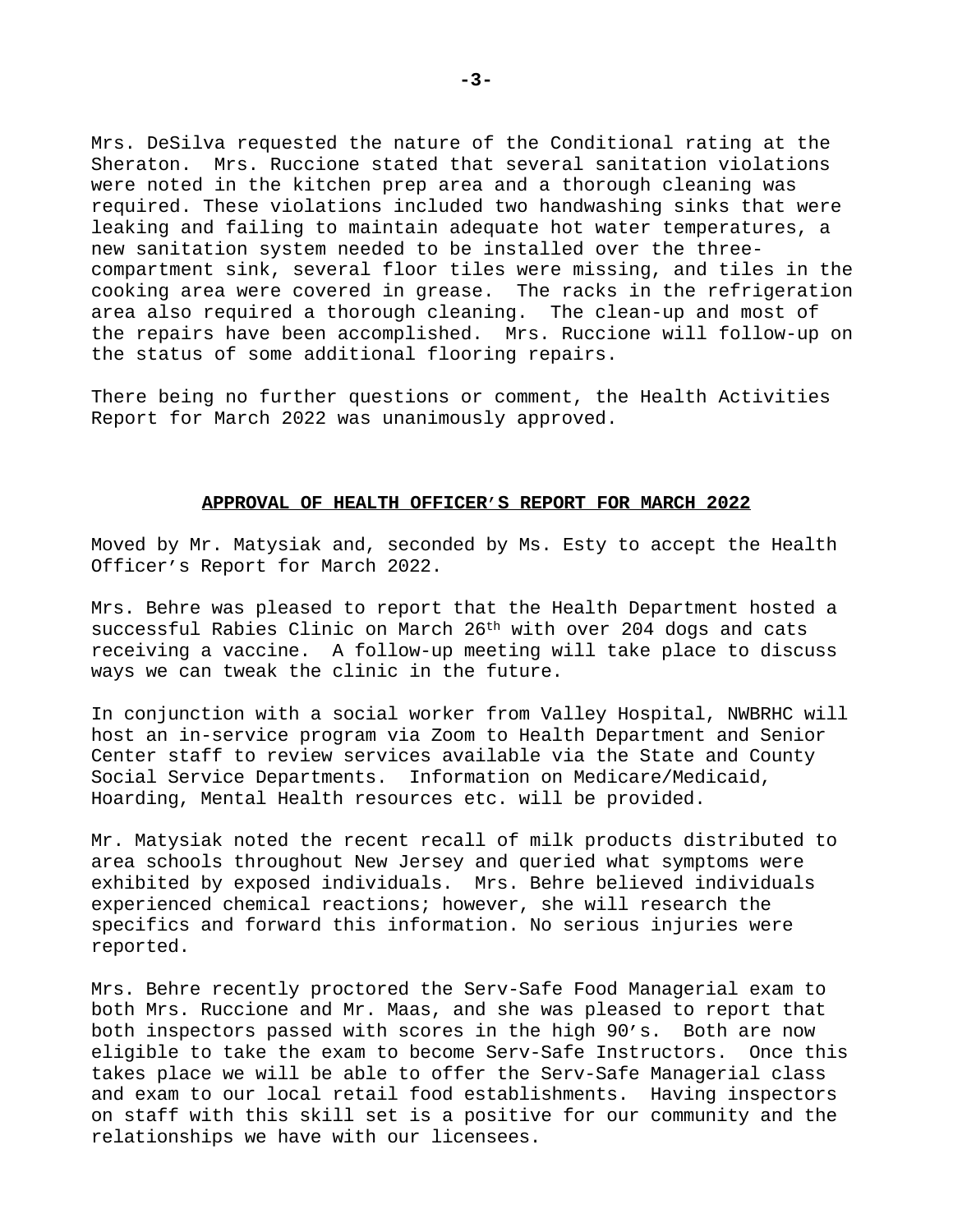Mrs. DeSilva requested the nature of the Conditional rating at the Sheraton. Mrs. Ruccione stated that several sanitation violations were noted in the kitchen prep area and a thorough cleaning was required. These violations included two handwashing sinks that were leaking and failing to maintain adequate hot water temperatures, a new sanitation system needed to be installed over the three-compartment sink, several floor tiles were missing, and tiles in the cooking area were covered in grease. The racks in the refrigeration area also required a thorough cleaning. The clean-up and most of the repairs have been accomplished. Mrs. Ruccione will follow-up on the status of some additional flooring repairs.

There being no further questions or comment, the Health Activities Report for March 2022 was unanimously approved.

## **APPROVAL OF HEALTH OFFICER'S REPORT FOR MARCH 2022**

Moved by Mr. Matysiak and, seconded by Ms. Esty to accept the Health Officer's Report for March 2022.

Mrs. Behre was pleased to report that the Health Department hosted a successful Rabies Clinic on March 26th with over 204 dogs and cats receiving a vaccine. A follow-up meeting will take place to discuss ways we can tweak the clinic in the future.

In conjunction with a social worker from Valley Hospital, NWBRHC will host an in-service program via Zoom to Health Department and Senior Center staff to review services available via the State and County Social Service Departments. Information on Medicare/Medicaid, Hoarding, Mental Health resources etc. will be provided.

Mr. Matysiak noted the recent recall of milk products distributed to area schools throughout New Jersey and queried what symptoms were exhibited by exposed individuals. Mrs. Behre believed individuals experienced chemical reactions; however, she will research the specifics and forward this information. No serious injuries were reported.

Mrs. Behre recently proctored the Serv-Safe Food Managerial exam to both Mrs. Ruccione and Mr. Maas, and she was pleased to report that both inspectors passed with scores in the high 90's. Both are now eligible to take the exam to become Serv-Safe Instructors. Once this takes place we will be able to offer the Serv-Safe Managerial class and exam to our local retail food establishments. Having inspectors on staff with this skill set is a positive for our community and the relationships we have with our licensees.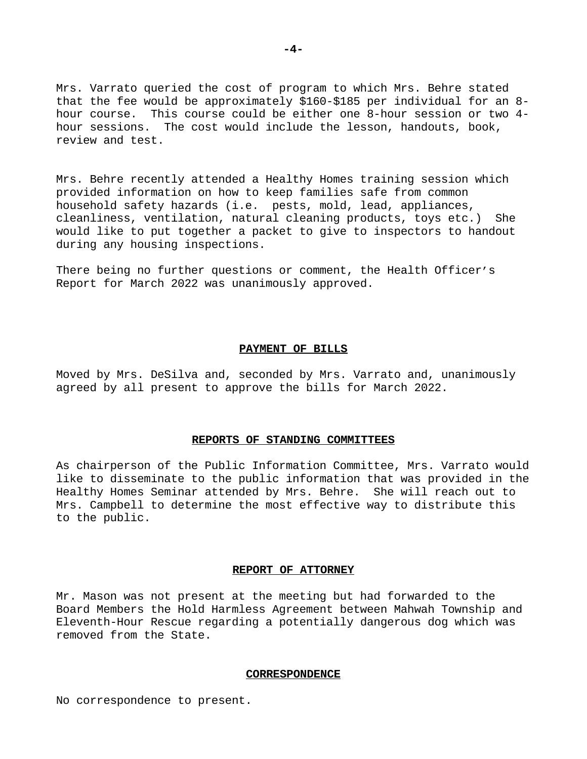Mrs. Varrato queried the cost of program to which Mrs. Behre stated that the fee would be approximately $160-$185 per individual for an 8-hour course. This course could be either one 8-hour session or two 4-hour sessions. The cost would include the lesson, handouts, book, review and test.

Mrs. Behre recently attended a Healthy Homes training session which provided information on how to keep families safe from common household safety hazards (i.e. pests, mold, lead, appliances, cleanliness, ventilation, natural cleaning products, toys etc.) She would like to put together a packet to give to inspectors to handout during any housing inspections.

There being no further questions or comment, the Health Officer's Report for March 2022 was unanimously approved.

## PAYMENT OF BILLS

Moved by Mrs. DeSilva and, seconded by Mrs. Varrato and, unanimously agreed by all present to approve the bills for March 2022.

## REPORTS OF STANDING COMMITTEES

As chairperson of the Public Information Committee, Mrs. Varrato would like to disseminate to the public information that was provided in the Healthy Homes Seminar attended by Mrs. Behre. She will reach out to Mrs. Campbell to determine the most effective way to distribute this to the public.

## REPORT OF ATTORNEY

Mr. Mason was not present at the meeting but had forwarded to the Board Members the Hold Harmless Agreement between Mahwah Township and Eleventh-Hour Rescue regarding a potentially dangerous dog which was removed from the State.

## CORRESPONDENCE

No correspondence to present.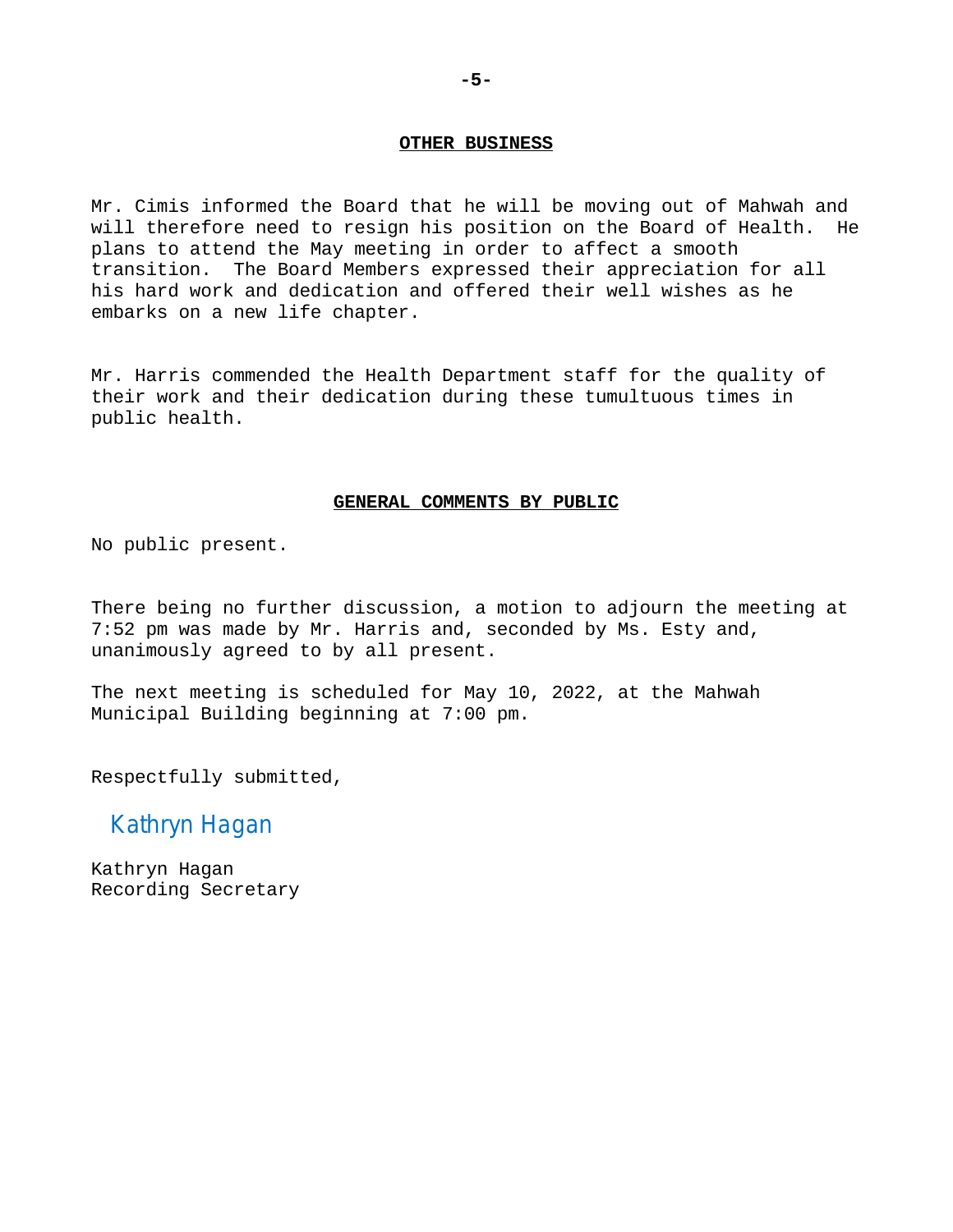## OTHER BUSINESS

Mr. Cimis informed the Board that he will be moving out of Mahwah and will therefore need to resign his position on the Board of Health. He plans to attend the May meeting in order to affect a smooth transition. The Board Members expressed their appreciation for all his hard work and dedication and offered their well wishes as he embarks on a new life chapter.

Mr. Harris commended the Health Department staff for the quality of their work and their dedication during these tumultuous times in public health.

## GENERAL COMMENTS BY PUBLIC

No public present.

There being no further discussion, a motion to adjourn the meeting at 7:52 pm was made by Mr. Harris and, seconded by Ms. Esty and, unanimously agreed to by all present.

The next meeting is scheduled for May 10, 2022, at the Mahwah Municipal Building beginning at 7:00 pm.

Respectfully submitted,

*Kathryn Hagan*

Kathryn Hagan
Recording Secretary